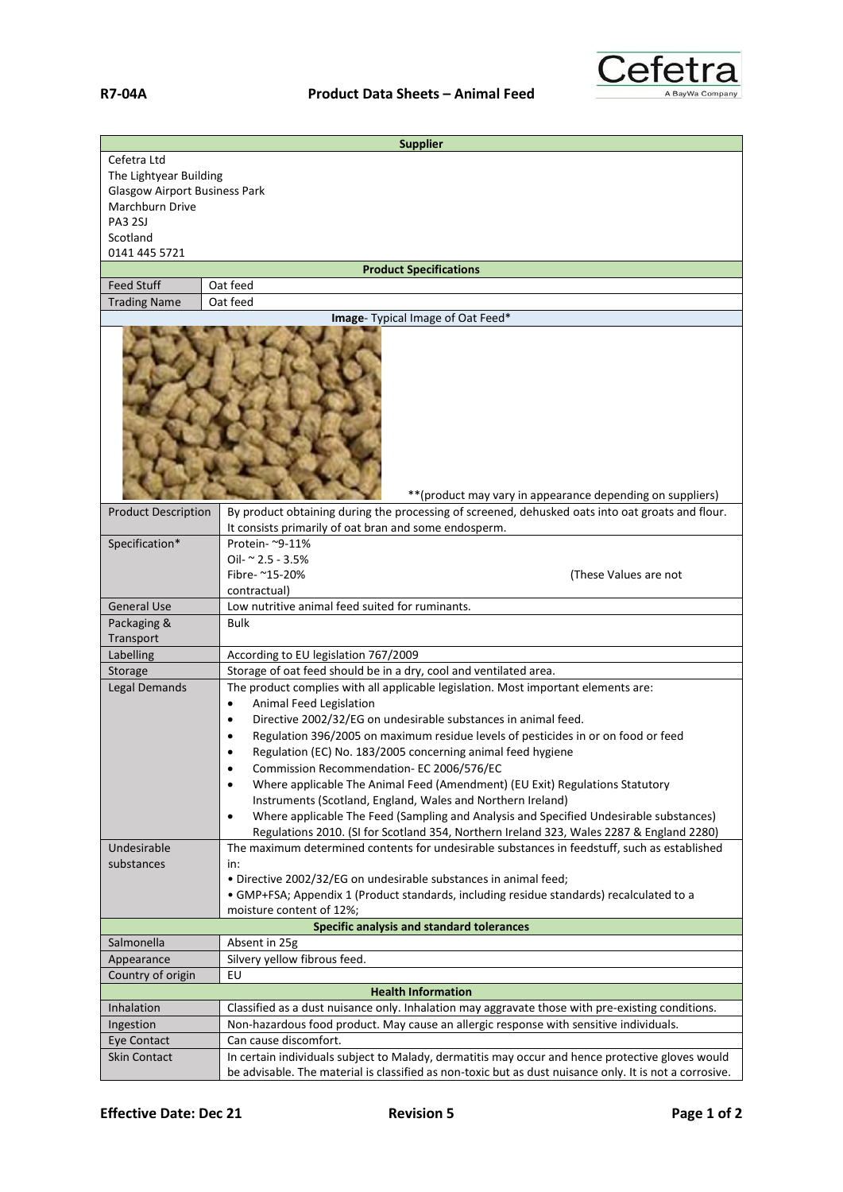**R7-04A** **Product Data Sheets – Animal Feed**

| **Supplier** | |
|---|---|
| Cefetra Ltd<br>The Lightyear Building<br>Glasgow Airport Business Park<br>Marchburn Drive<br>PA3 2SJ<br>Scotland<br>0141 445 5721 | |
| **Product Specifications** | |
| Feed Stuff | Oat feed |
| Trading Name | Oat feed |
| **Image**- Typical Image of Oat Feed* | |
| **(product may vary in appearance depending on suppliers) | |
| Product Description | By product obtaining during the processing of screened, dehusked oats into oat groats and flour. It consists primarily of oat bran and some endosperm. |
| Specification* | Protein- ~9-11%<br>Oil- ~ 2.5 - 3.5%<br>Fibre- ~15-20% (These Values are not contractual) |
| General Use | Low nutritive animal feed suited for ruminants. |
| Packaging & Transport | Bulk |
| Labelling | According to EU legislation 767/2009 |
| Storage | Storage of oat feed should be in a dry, cool and ventilated area. |
| Legal Demands | The product complies with all applicable legislation. Most important elements are:<br>• Animal Feed Legislation<br>• Directive 2002/32/EG on undesirable substances in animal feed.<br>• Regulation 396/2005 on maximum residue levels of pesticides in or on food or feed<br>• Regulation (EC) No. 183/2005 concerning animal feed hygiene<br>• Commission Recommendation- EC 2006/576/EC<br>• Where applicable The Animal Feed (Amendment) (EU Exit) Regulations Statutory Instruments (Scotland, England, Wales and Northern Ireland)<br>• Where applicable The Feed (Sampling and Analysis and Specified Undesirable substances) Regulations 2010. (SI for Scotland 354, Northern Ireland 323, Wales 2287 & England 2280) |
| Undesirable substances | The maximum determined contents for undesirable substances in feedstuff, such as established in:<br>• Directive 2002/32/EG on undesirable substances in animal feed;<br>• GMP+FSA; Appendix 1 (Product standards, including residue standards) recalculated to a moisture content of 12%; |
| **Specific analysis and standard tolerances** | |
| Salmonella | Absent in 25g |
| Appearance | Silvery yellow fibrous feed. |
| Country of origin | EU |
| **Health Information** | |
| Inhalation | Classified as a dust nuisance only. Inhalation may aggravate those with pre-existing conditions. |
| Ingestion | Non-hazardous food product. May cause an allergic response with sensitive individuals. |
| Eye Contact | Can cause discomfort. |
| Skin Contact | In certain individuals subject to Malady, dermatitis may occur and hence protective gloves would be advisable. The material is classified as non-toxic but as dust nuisance only. It is not a corrosive. |

**Effective Date: Dec 21** **Revision 5**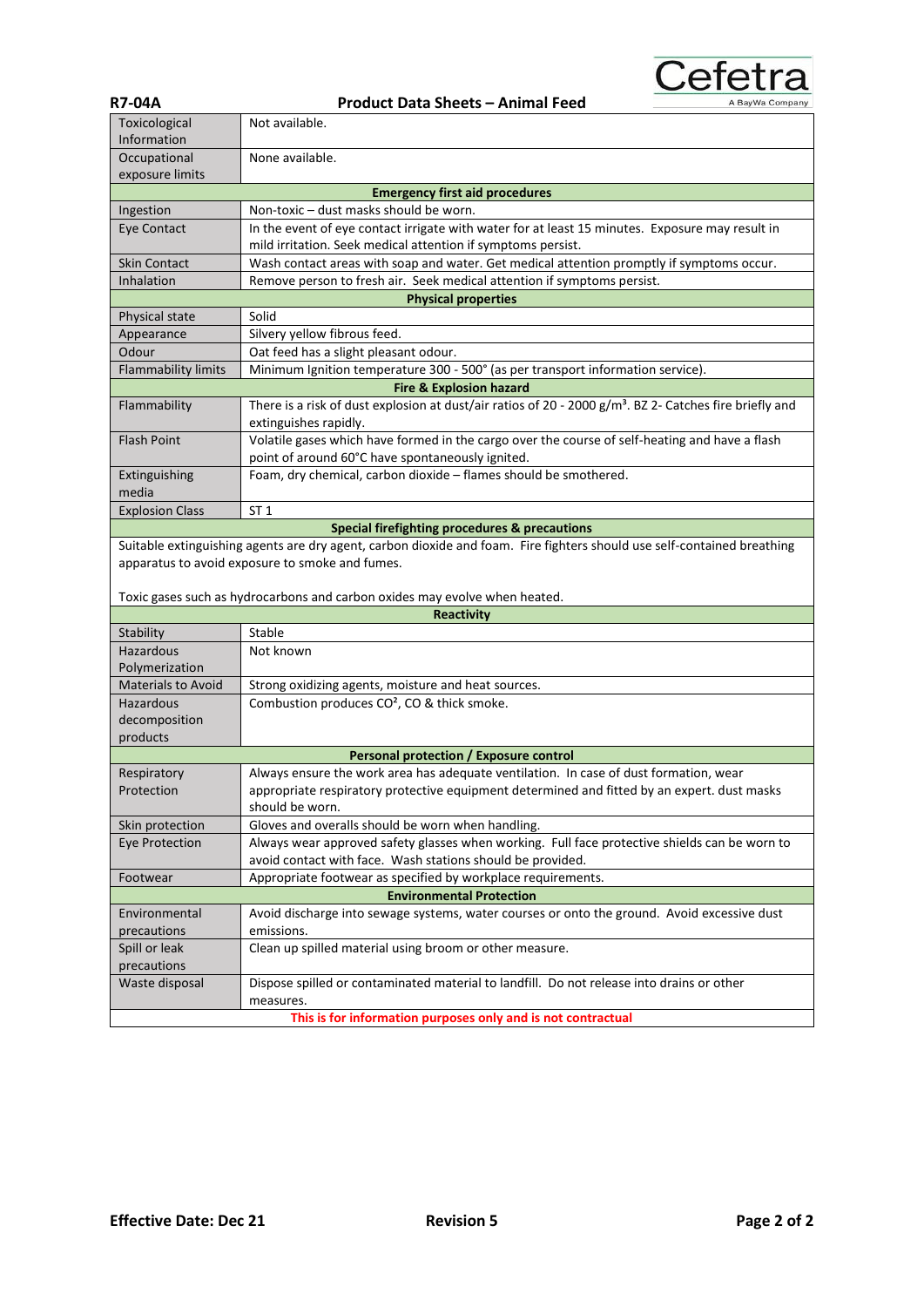| | |
|---|---|
| Toxicological Information | Not available. |
| Occupational exposure limits | None available. |
| **Emergency first aid procedures** | |
| Ingestion | Non-toxic – dust masks should be worn. |
| Eye Contact | In the event of eye contact irrigate with water for at least 15 minutes. Exposure may result in mild irritation. Seek medical attention if symptoms persist. |
| Skin Contact | Wash contact areas with soap and water. Get medical attention promptly if symptoms occur. |
| Inhalation | Remove person to fresh air. Seek medical attention if symptoms persist. |
| **Physical properties** | |
| Physical state | Solid |
| Appearance | Silvery yellow fibrous feed. |
| Odour | Oat feed has a slight pleasant odour. |
| Flammability limits | Minimum Ignition temperature 300 - 500° (as per transport information service). |
| **Fire & Explosion hazard** | |
| Flammability | There is a risk of dust explosion at dust/air ratios of 20 - 2000 g/m³. BZ 2- Catches fire briefly and extinguishes rapidly. |
| Flash Point | Volatile gases which have formed in the cargo over the course of self-heating and have a flash point of around 60°C have spontaneously ignited. |
| Extinguishing media | Foam, dry chemical, carbon dioxide – flames should be smothered. |
| Explosion Class | ST 1 |
| **Special firefighting procedures & precautions** | |
| Suitable extinguishing agents are dry agent, carbon dioxide and foam. Fire fighters should use self-contained breathing apparatus to avoid exposure to smoke and fumes.<br><br>Toxic gases such as hydrocarbons and carbon oxides may evolve when heated. | |
| **Reactivity** | |
| Stability | Stable |
| Hazardous Polymerization | Not known |
| Materials to Avoid | Strong oxidizing agents, moisture and heat sources. |
| Hazardous decomposition products | Combustion produces CO², CO & thick smoke. |
| **Personal protection / Exposure control** | |
| Respiratory Protection | Always ensure the work area has adequate ventilation. In case of dust formation, wear appropriate respiratory protective equipment determined and fitted by an expert. dust masks should be worn. |
| Skin protection | Gloves and overalls should be worn when handling. |
| Eye Protection | Always wear approved safety glasses when working. Full face protective shields can be worn to avoid contact with face. Wash stations should be provided. |
| Footwear | Appropriate footwear as specified by workplace requirements. |
| **Environmental Protection** | |
| Environmental precautions | Avoid discharge into sewage systems, water courses or onto the ground. Avoid excessive dust emissions. |
| Spill or leak precautions | Clean up spilled material using broom or other measure. |
| Waste disposal | Dispose spilled or contaminated material to landfill. Do not release into drains or other measures. |
| **This is for information purposes only and is not contractual** | |

**Effective Date: Dec 21** **Revision 5**